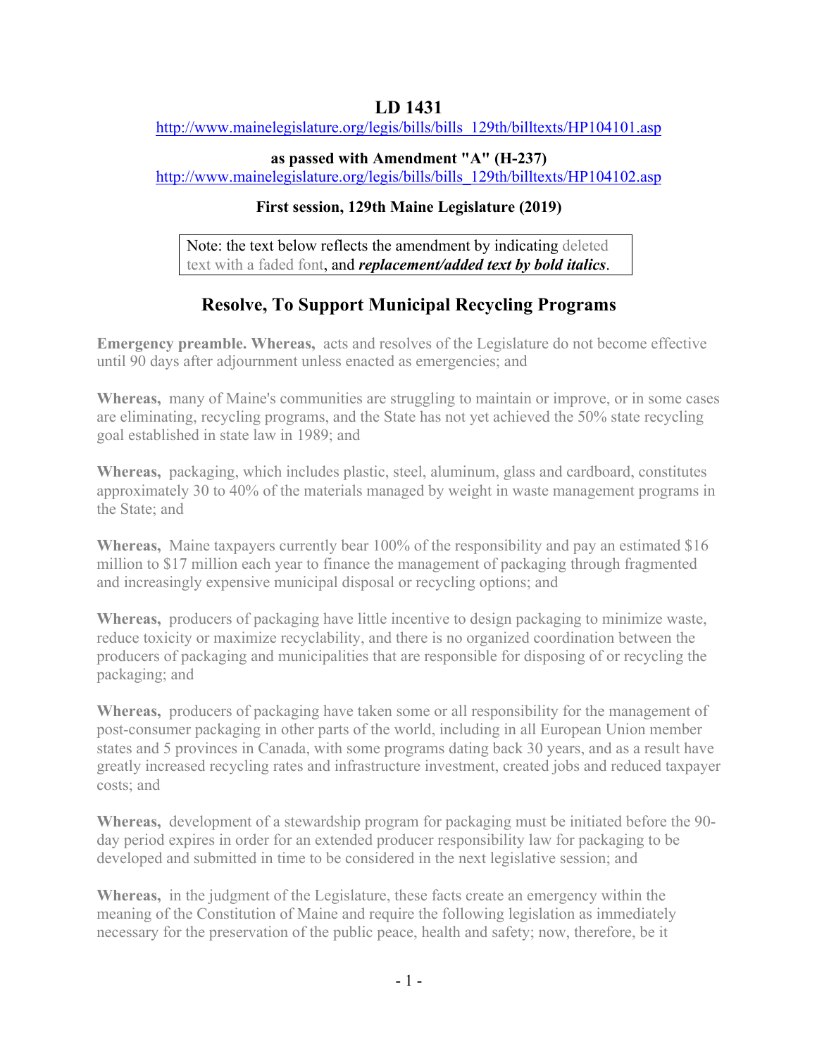# LD 1431

http://www.mainelegislature.org/legis/bills/bills_129th/billtexts/HP104101.asp

**as passed with Amendment "A" (H-237)**

http://www.mainelegislature.org/legis/bills/bills_129th/billtexts/HP104102.asp

**First session, 129th Maine Legislature (2019)**

> Note: the text below reflects the amendment by indicating deleted text with a faded font, and ***replacement/added text by bold italics***.

## Resolve, To Support Municipal Recycling Programs

**Emergency preamble. Whereas,** acts and resolves of the Legislature do not become effective until 90 days after adjournment unless enacted as emergencies; and

**Whereas,** many of Maine's communities are struggling to maintain or improve, or in some cases are eliminating, recycling programs, and the State has not yet achieved the 50% state recycling goal established in state law in 1989; and

**Whereas,** packaging, which includes plastic, steel, aluminum, glass and cardboard, constitutes approximately 30 to 40% of the materials managed by weight in waste management programs in the State; and

**Whereas,** Maine taxpayers currently bear 100% of the responsibility and pay an estimated $16 million to $17 million each year to finance the management of packaging through fragmented and increasingly expensive municipal disposal or recycling options; and

**Whereas,** producers of packaging have little incentive to design packaging to minimize waste, reduce toxicity or maximize recyclability, and there is no organized coordination between the producers of packaging and municipalities that are responsible for disposing of or recycling the packaging; and

**Whereas,** producers of packaging have taken some or all responsibility for the management of post-consumer packaging in other parts of the world, including in all European Union member states and 5 provinces in Canada, with some programs dating back 30 years, and as a result have greatly increased recycling rates and infrastructure investment, created jobs and reduced taxpayer costs; and

**Whereas,** development of a stewardship program for packaging must be initiated before the 90-day period expires in order for an extended producer responsibility law for packaging to be developed and submitted in time to be considered in the next legislative session; and

**Whereas,** in the judgment of the Legislature, these facts create an emergency within the meaning of the Constitution of Maine and require the following legislation as immediately necessary for the preservation of the public peace, health and safety; now, therefore, be it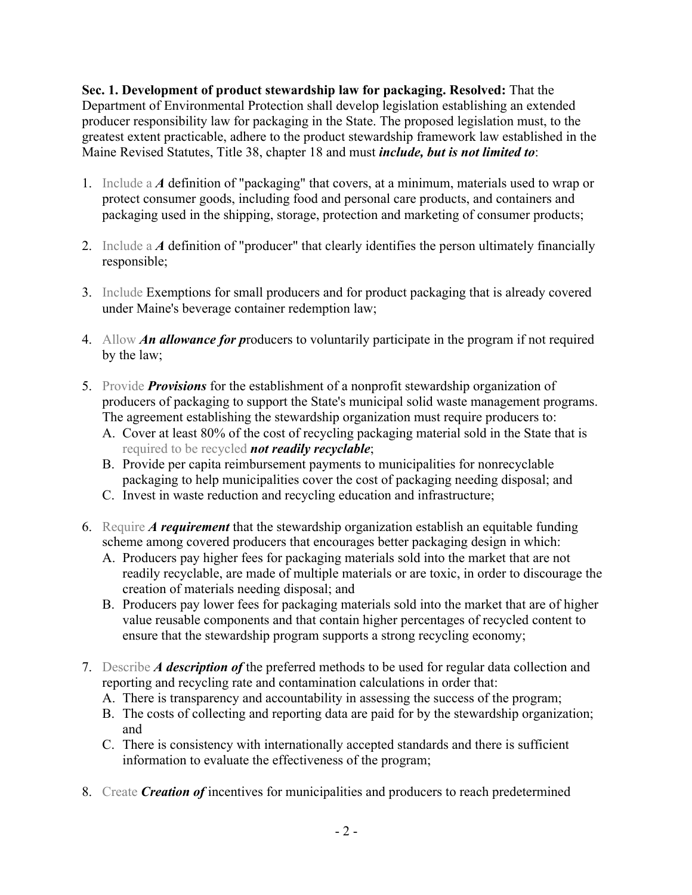**Sec. 1. Development of product stewardship law for packaging. Resolved:** That the Department of Environmental Protection shall develop legislation establishing an extended producer responsibility law for packaging in the State. The proposed legislation must, to the greatest extent practicable, adhere to the product stewardship framework law established in the Maine Revised Statutes, Title 38, chapter 18 and must ***include, but is not limited to***:

1. ~~Include a~~ ***A*** definition of "packaging" that covers, at a minimum, materials used to wrap or protect consumer goods, including food and personal care products, and containers and packaging used in the shipping, storage, protection and marketing of consumer products;

2. ~~Include a~~ ***A*** definition of "producer" that clearly identifies the person ultimately financially responsible;

3. ~~Include~~ Exemptions for small producers and for product packaging that is already covered under Maine's beverage container redemption law;

4. ~~Allow~~ ***An allowance for p***roducers to voluntarily participate in the program if not required by the law;

5. ~~Provide~~ ***Provisions*** for the establishment of a nonprofit stewardship organization of producers of packaging to support the State's municipal solid waste management programs. The agreement establishing the stewardship organization must require producers to:
   A. Cover at least 80% of the cost of recycling packaging material sold in the State that is ~~required to be recycled~~ ***not readily recyclable***;
   B. Provide per capita reimbursement payments to municipalities for nonrecyclable packaging to help municipalities cover the cost of packaging needing disposal; and
   C. Invest in waste reduction and recycling education and infrastructure;

6. ~~Require~~ ***A requirement*** that the stewardship organization establish an equitable funding scheme among covered producers that encourages better packaging design in which:
   A. Producers pay higher fees for packaging materials sold into the market that are not readily recyclable, are made of multiple materials or are toxic, in order to discourage the creation of materials needing disposal; and
   B. Producers pay lower fees for packaging materials sold into the market that are of higher value reusable components and that contain higher percentages of recycled content to ensure that the stewardship program supports a strong recycling economy;

7. ~~Describe~~ ***A description of*** the preferred methods to be used for regular data collection and reporting and recycling rate and contamination calculations in order that:
   A. There is transparency and accountability in assessing the success of the program;
   B. The costs of collecting and reporting data are paid for by the stewardship organization; and
   C. There is consistency with internationally accepted standards and there is sufficient information to evaluate the effectiveness of the program;

8. ~~Create~~ ***Creation of*** incentives for municipalities and producers to reach predetermined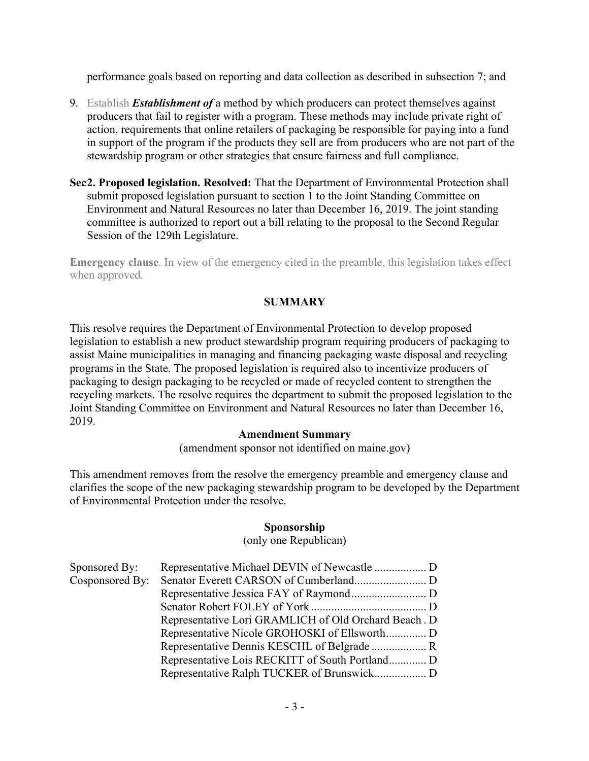performance goals based on reporting and data collection as described in subsection 7; and

9. Establish ***Establishment of*** a method by which producers can protect themselves against producers that fail to register with a program. These methods may include private right of action, requirements that online retailers of packaging be responsible for paying into a fund in support of the program if the products they sell are from producers who are not part of the stewardship program or other strategies that ensure fairness and full compliance.

**Sec2. Proposed legislation. Resolved:** That the Department of Environmental Protection shall submit proposed legislation pursuant to section 1 to the Joint Standing Committee on Environment and Natural Resources no later than December 16, 2019. The joint standing committee is authorized to report out a bill relating to the proposal to the Second Regular Session of the 129th Legislature.

**Emergency clause**. In view of the emergency cited in the preamble, this legislation takes effect when approved.

## SUMMARY

This resolve requires the Department of Environmental Protection to develop proposed legislation to establish a new product stewardship program requiring producers of packaging to assist Maine municipalities in managing and financing packaging waste disposal and recycling programs in the State. The proposed legislation is required also to incentivize producers of packaging to design packaging to be recycled or made of recycled content to strengthen the recycling markets. The resolve requires the department to submit the proposed legislation to the Joint Standing Committee on Environment and Natural Resources no later than December 16, 2019.

### Amendment Summary

(amendment sponsor not identified on maine.gov)

This amendment removes from the resolve the emergency preamble and emergency clause and clarifies the scope of the new packaging stewardship program to be developed by the Department of Environmental Protection under the resolve.

### Sponsorship

(only one Republican)

| | | |
|---|---|---|
| Sponsored By: | Representative Michael DEVIN of Newcastle | D |
| Cosponsored By: | Senator Everett CARSON of Cumberland | D |
| | Representative Jessica FAY of Raymond | D |
| | Senator Robert FOLEY of York | D |
| | Representative Lori GRAMLICH of Old Orchard Beach | D |
| | Representative Nicole GROHOSKI of Ellsworth | D |
| | Representative Dennis KESCHL of Belgrade | R |
| | Representative Lois RECKITT of South Portland | D |
| | Representative Ralph TUCKER of Brunswick | D |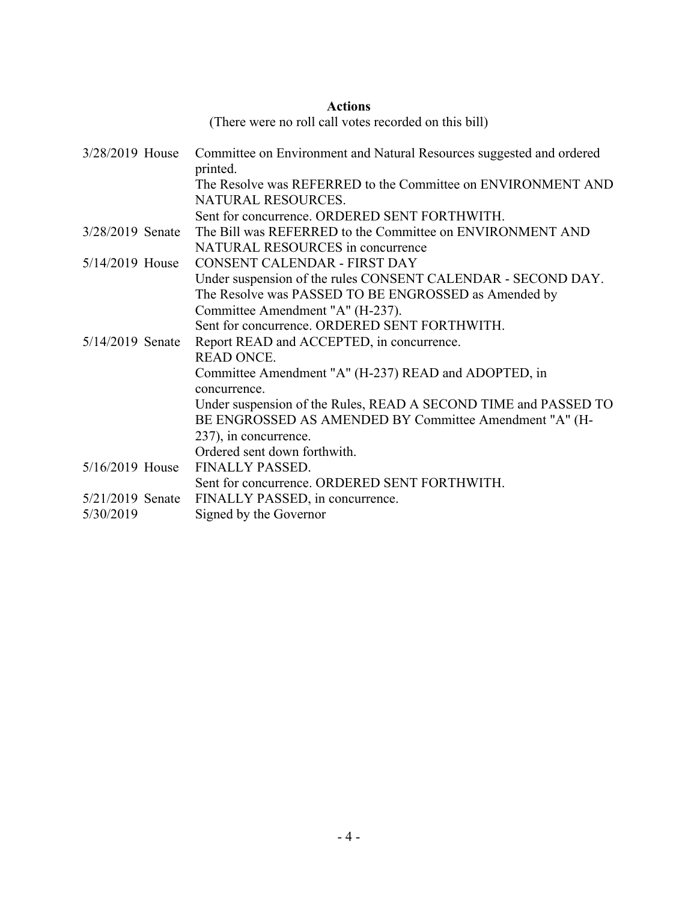**Actions**

(There were no roll call votes recorded on this bill)

| | | |
|---|---|---|
| 3/28/2019 | House | Committee on Environment and Natural Resources suggested and ordered printed.<br>The Resolve was REFERRED to the Committee on ENVIRONMENT AND NATURAL RESOURCES.<br>Sent for concurrence. ORDERED SENT FORTHWITH. |
| 3/28/2019 | Senate | The Bill was REFERRED to the Committee on ENVIRONMENT AND NATURAL RESOURCES in concurrence |
| 5/14/2019 | House | CONSENT CALENDAR - FIRST DAY<br>Under suspension of the rules CONSENT CALENDAR - SECOND DAY.<br>The Resolve was PASSED TO BE ENGROSSED as Amended by Committee Amendment "A" (H-237).<br>Sent for concurrence. ORDERED SENT FORTHWITH. |
| 5/14/2019 | Senate | Report READ and ACCEPTED, in concurrence.<br>READ ONCE.<br>Committee Amendment "A" (H-237) READ and ADOPTED, in concurrence.<br>Under suspension of the Rules, READ A SECOND TIME and PASSED TO BE ENGROSSED AS AMENDED BY Committee Amendment "A" (H-237), in concurrence.<br>Ordered sent down forthwith. |
| 5/16/2019 | House | FINALLY PASSED.<br>Sent for concurrence. ORDERED SENT FORTHWITH. |
| 5/21/2019 | Senate | FINALLY PASSED, in concurrence. |
| 5/30/2019 | | Signed by the Governor |